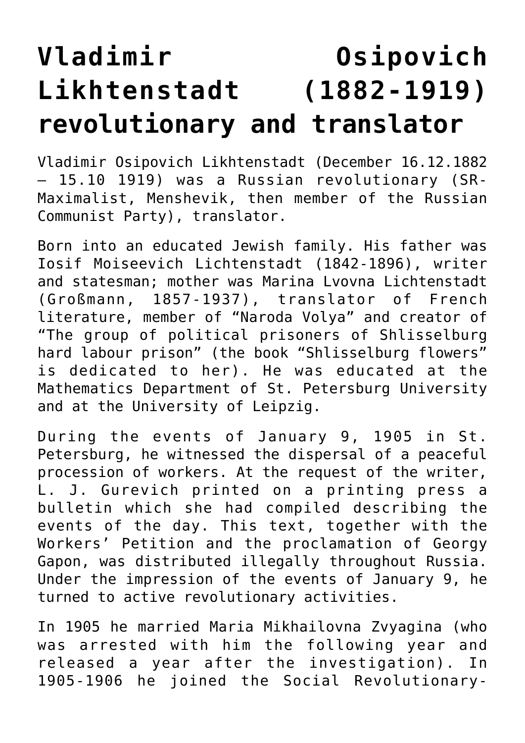# Vladimir Osipovich Likhtenstadt (1882-1919) revolutionary and translator

Vladimir Osipovich Likhtenstadt (December 16.12.1882 – 15.10 1919) was a Russian revolutionary (SR-Maximalist, Menshevik, then member of the Russian Communist Party), translator.

Born into an educated Jewish family. His father was Iosif Moiseevich Lichtenstadt (1842-1896), writer and statesman; mother was Marina Lvovna Lichtenstadt (Großmann, 1857-1937), translator of French literature, member of "Naroda Volya" and creator of "The group of political prisoners of Shlisselburg hard labour prison" (the book "Shlisselburg flowers" is dedicated to her). He was educated at the Mathematics Department of St. Petersburg University and at the University of Leipzig.

During the events of January 9, 1905 in St. Petersburg, he witnessed the dispersal of a peaceful procession of workers. At the request of the writer, L. J. Gurevich printed on a printing press a bulletin which she had compiled describing the events of the day. This text, together with the Workers' Petition and the proclamation of Georgy Gapon, was distributed illegally throughout Russia. Under the impression of the events of January 9, he turned to active revolutionary activities.

In 1905 he married Maria Mikhailovna Zvyagina (who was arrested with him the following year and released a year after the investigation). In 1905-1906 he joined the Social Revolutionary-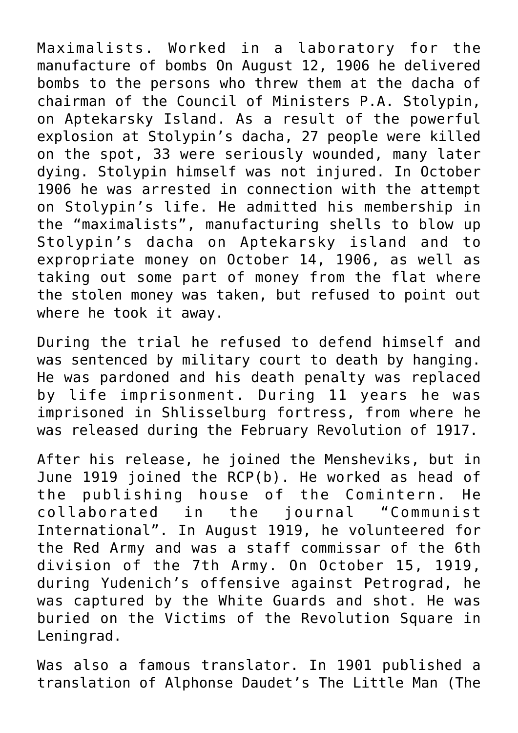Maximalists. Worked in a laboratory for the manufacture of bombs On August 12, 1906 he delivered bombs to the persons who threw them at the dacha of chairman of the Council of Ministers P.A. Stolypin, on Aptekarsky Island. As a result of the powerful explosion at Stolypin's dacha, 27 people were killed on the spot, 33 were seriously wounded, many later dying. Stolypin himself was not injured. In October 1906 he was arrested in connection with the attempt on Stolypin's life. He admitted his membership in the "maximalists", manufacturing shells to blow up Stolypin's dacha on Aptekarsky island and to expropriate money on October 14, 1906, as well as taking out some part of money from the flat where the stolen money was taken, but refused to point out where he took it away.

During the trial he refused to defend himself and was sentenced by military court to death by hanging. He was pardoned and his death penalty was replaced by life imprisonment. During 11 years he was imprisoned in Shlisselburg fortress, from where he was released during the February Revolution of 1917.

After his release, he joined the Mensheviks, but in June 1919 joined the RCP(b). He worked as head of the publishing house of the Comintern. He collaborated in the journal "Communist International". In August 1919, he volunteered for the Red Army and was a staff commissar of the 6th division of the 7th Army. On October 15, 1919, during Yudenich's offensive against Petrograd, he was captured by the White Guards and shot. He was buried on the Victims of the Revolution Square in Leningrad.

Was also a famous translator. In 1901 published a translation of Alphonse Daudet's The Little Man (The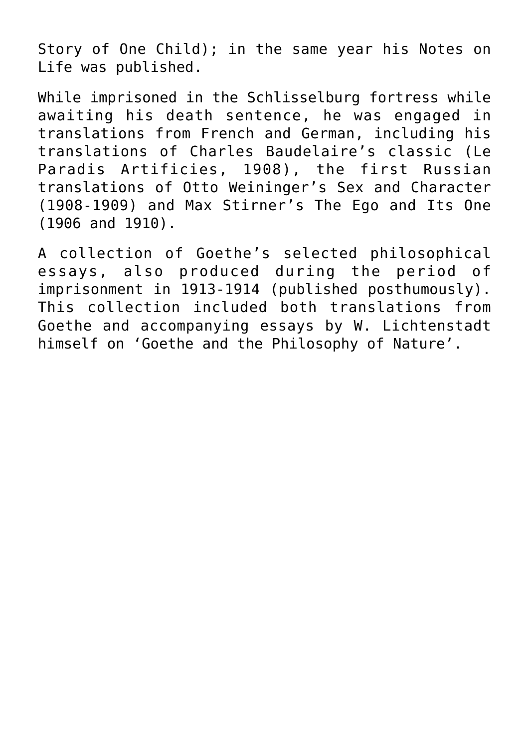Story of One Child); in the same year his Notes on Life was published.

While imprisoned in the Schlisselburg fortress while awaiting his death sentence, he was engaged in translations from French and German, including his translations of Charles Baudelaire's classic (Le Paradis Artificies, 1908), the first Russian translations of Otto Weininger's Sex and Character (1908-1909) and Max Stirner's The Ego and Its One (1906 and 1910).

A collection of Goethe's selected philosophical essays, also produced during the period of imprisonment in 1913-1914 (published posthumously). This collection included both translations from Goethe and accompanying essays by W. Lichtenstadt himself on 'Goethe and the Philosophy of Nature'.